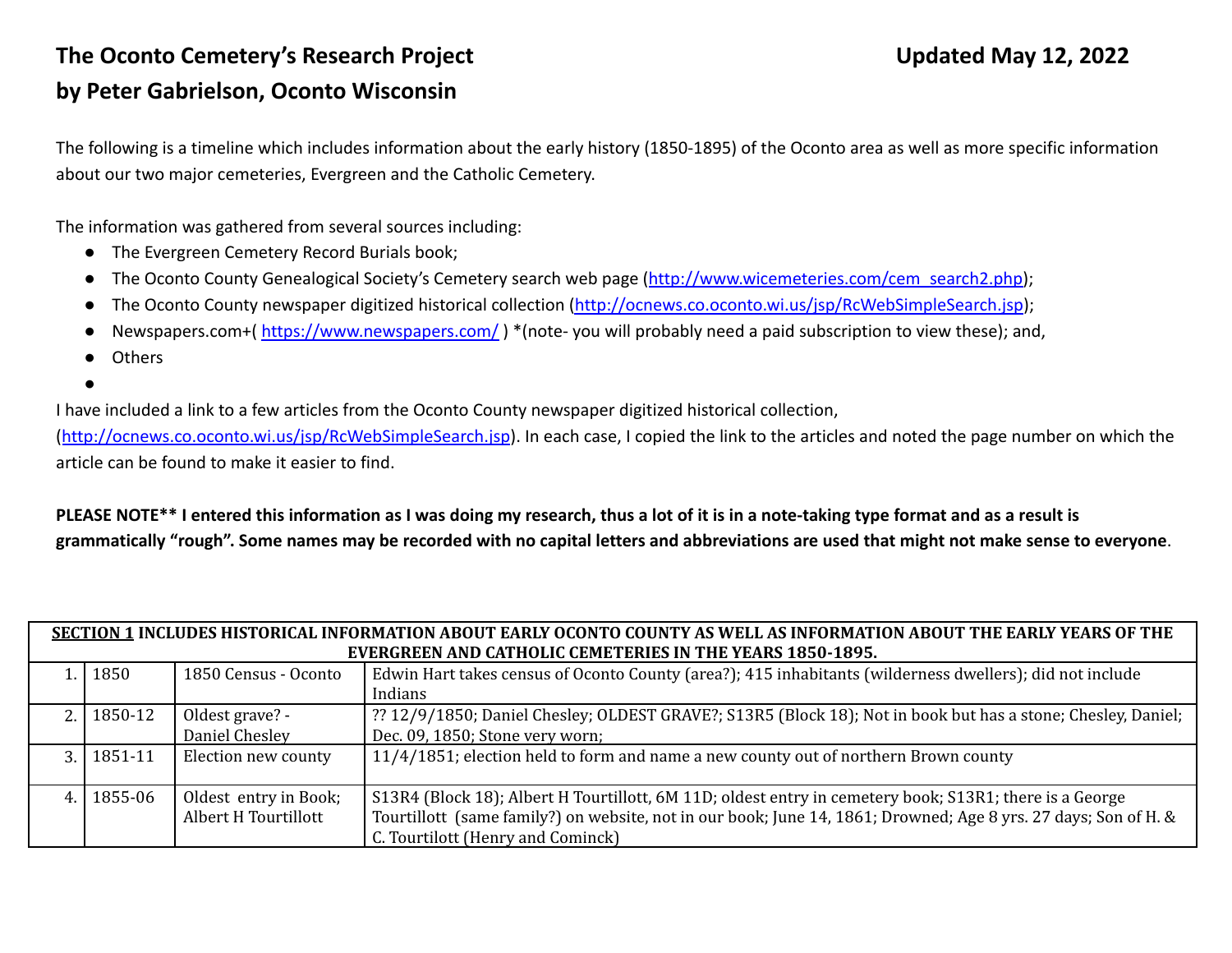# The Oconto Cemetery's Research Project

Updated May 12, 2022

## by Peter Gabrielson, Oconto Wisconsin

The following is a timeline which includes information about the early history (1850-1895) of the Oconto area as well as more specific information about our two major cemeteries, Evergreen and the Catholic Cemetery.

The information was gathered from several sources including:

- The Evergreen Cemetery Record Burials book;
- The Oconto County Genealogical Society's Cemetery search web page (http://www.wicemeteries.com/cem_search2.php);
- The Oconto County newspaper digitized historical collection (http://ocnews.co.oconto.wi.us/jsp/RcWebSimpleSearch.jsp);
- Newspapers.com+( https://www.newspapers.com/ ) *(note- you will probably need a paid subscription to view these); and,
- Others
-

I have included a link to a few articles from the Oconto County newspaper digitized historical collection, (http://ocnews.co.oconto.wi.us/jsp/RcWebSimpleSearch.jsp). In each case, I copied the link to the articles and noted the page number on which the article can be found to make it easier to find.

**PLEASE NOTE** I entered this information as I was doing my research, thus a lot of it is in a note-taking type format and as a result is grammatically "rough". Some names may be recorded with no capital letters and abbreviations are used that might not make sense to everyone**.

| **SECTION 1 INCLUDES HISTORICAL INFORMATION ABOUT EARLY OCONTO COUNTY AS WELL AS INFORMATION ABOUT THE EARLY YEARS OF THE EVERGREEN AND CATHOLIC CEMETERIES IN THE YEARS 1850-1895.** | | | |
|---|---|---|---|
| 1. | 1850 | 1850 Census - Oconto | Edwin Hart takes census of Oconto County (area?); 415 inhabitants (wilderness dwellers); did not include Indians |
| 2. | 1850-12 | Oldest grave? - Daniel Chesley | ?? 12/9/1850; Daniel Chesley; OLDEST GRAVE?; S13R5 (Block 18); Not in book but has a stone; Chesley, Daniel; Dec. 09, 1850; Stone very worn; |
| 3. | 1851-11 | Election new county | 11/4/1851; election held to form and name a new county out of northern Brown county |
| 4. | 1855-06 | Oldest entry in Book; Albert H Tourtillott | S13R4 (Block 18); Albert H Tourtillott, 6M 11D; oldest entry in cemetery book; S13R1; there is a George Tourtillott (same family?) on website, not in our book; June 14, 1861; Drowned; Age 8 yrs. 27 days; Son of H. & C. Tourtilott (Henry and Cominck) |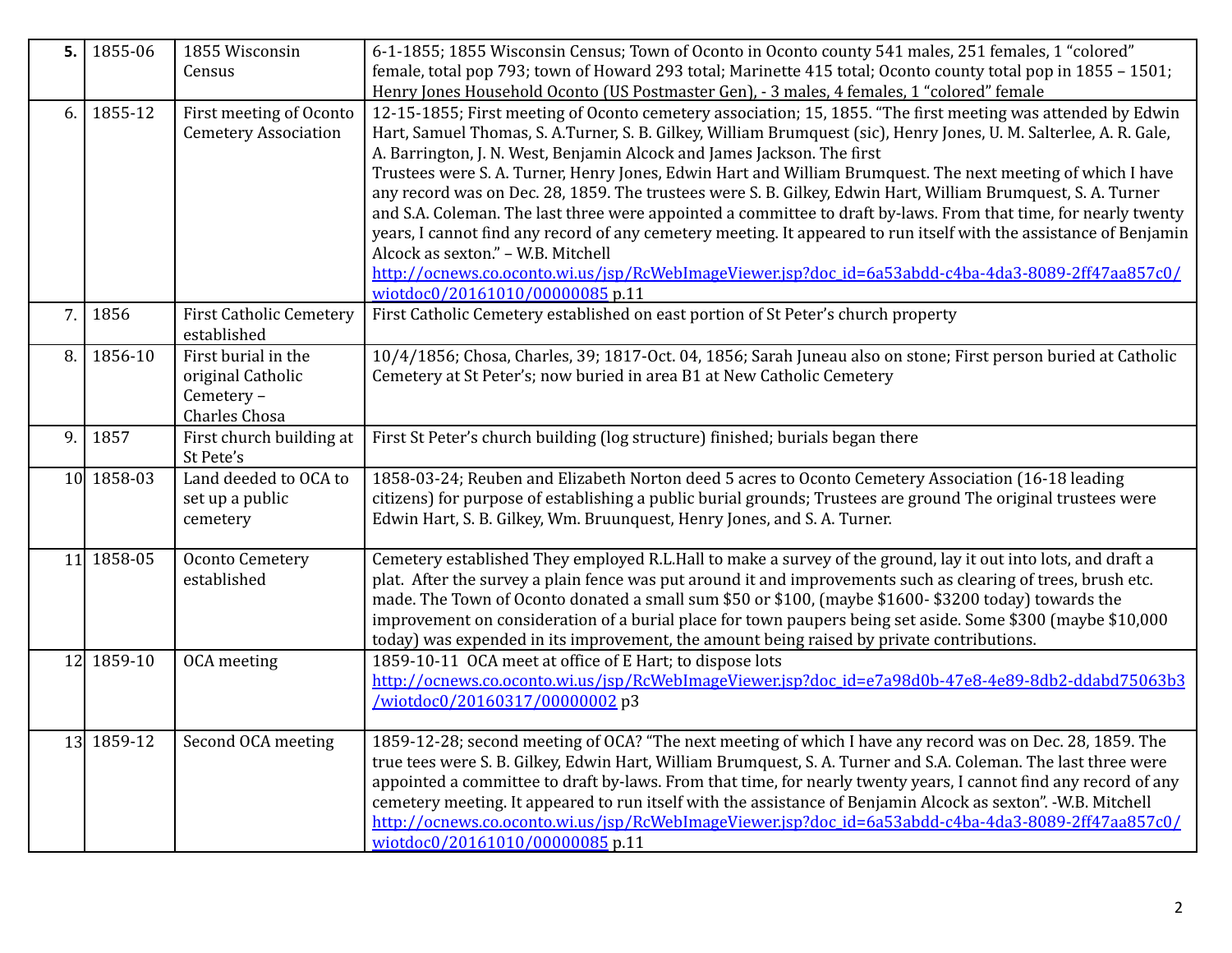| | | | |
|---|---|---|---|
| **5.** | 1855-06 | 1855 Wisconsin Census | 6-1-1855; 1855 Wisconsin Census; Town of Oconto in Oconto county 541 males, 251 females, 1 "colored" female, total pop 793; town of Howard 293 total; Marinette 415 total; Oconto county total pop in 1855 – 1501; Henry Jones Household Oconto (US Postmaster Gen), - 3 males, 4 females, 1 "colored" female |
| 6. | 1855-12 | First meeting of Oconto Cemetery Association | 12-15-1855; First meeting of Oconto cemetery association; 15, 1855. "The first meeting was attended by Edwin Hart, Samuel Thomas, S. A.Turner, S. B. Gilkey, William Brumquest (sic), Henry Jones, U. M. Salterlee, A. R. Gale, A. Barrington, J. N. West, Benjamin Alcock and James Jackson. The first Trustees were S. A. Turner, Henry Jones, Edwin Hart and William Brumquest. The next meeting of which I have any record was on Dec. 28, 1859. The trustees were S. B. Gilkey, Edwin Hart, William Brumquest, S. A. Turner and S.A. Coleman. The last three were appointed a committee to draft by-laws. From that time, for nearly twenty years, I cannot find any record of any cemetery meeting. It appeared to run itself with the assistance of Benjamin Alcock as sexton." – W.B. Mitchell http://ocnews.co.oconto.wi.us/jsp/RcWebImageViewer.jsp?doc_id=6a53abdd-c4ba-4da3-8089-2ff47aa857c0/wiotdoc0/20161010/00000085 p.11 |
| 7. | 1856 | First Catholic Cemetery established | First Catholic Cemetery established on east portion of St Peter's church property |
| 8. | 1856-10 | First burial in the original Catholic Cemetery – Charles Chosa | 10/4/1856; Chosa, Charles, 39; 1817-Oct. 04, 1856; Sarah Juneau also on stone; First person buried at Catholic Cemetery at St Peter's; now buried in area B1 at New Catholic Cemetery |
| 9. | 1857 | First church building at St Pete's | First St Peter's church building (log structure) finished; burials began there |
| 10 | 1858-03 | Land deeded to OCA to set up a public cemetery | 1858-03-24; Reuben and Elizabeth Norton deed 5 acres to Oconto Cemetery Association (16-18 leading citizens) for purpose of establishing a public burial grounds; Trustees are ground The original trustees were Edwin Hart, S. B. Gilkey, Wm. Bruunquest, Henry Jones, and S. A. Turner. |
| 11 | 1858-05 | Oconto Cemetery established | Cemetery established They employed R.L.Hall to make a survey of the ground, lay it out into lots, and draft a plat. After the survey a plain fence was put around it and improvements such as clearing of trees, brush etc. made. The Town of Oconto donated a small sum $50 or $100, (maybe $1600- $3200 today) towards the improvement on consideration of a burial place for town paupers being set aside. Some $300 (maybe $10,000 today) was expended in its improvement, the amount being raised by private contributions. |
| 12 | 1859-10 | OCA meeting | 1859-10-11 OCA meet at office of E Hart; to dispose lots http://ocnews.co.oconto.wi.us/jsp/RcWebImageViewer.jsp?doc_id=e7a98d0b-47e8-4e89-8db2-ddabd75063b3/wiotdoc0/20160317/00000002 p3 |
| 13 | 1859-12 | Second OCA meeting | 1859-12-28; second meeting of OCA? "The next meeting of which I have any record was on Dec. 28, 1859. The true tees were S. B. Gilkey, Edwin Hart, William Brumquest, S. A. Turner and S.A. Coleman. The last three were appointed a committee to draft by-laws. From that time, for nearly twenty years, I cannot find any record of any cemetery meeting. It appeared to run itself with the assistance of Benjamin Alcock as sexton". -W.B. Mitchell http://ocnews.co.oconto.wi.us/jsp/RcWebImageViewer.jsp?doc_id=6a53abdd-c4ba-4da3-8089-2ff47aa857c0/wiotdoc0/20161010/00000085 p.11 |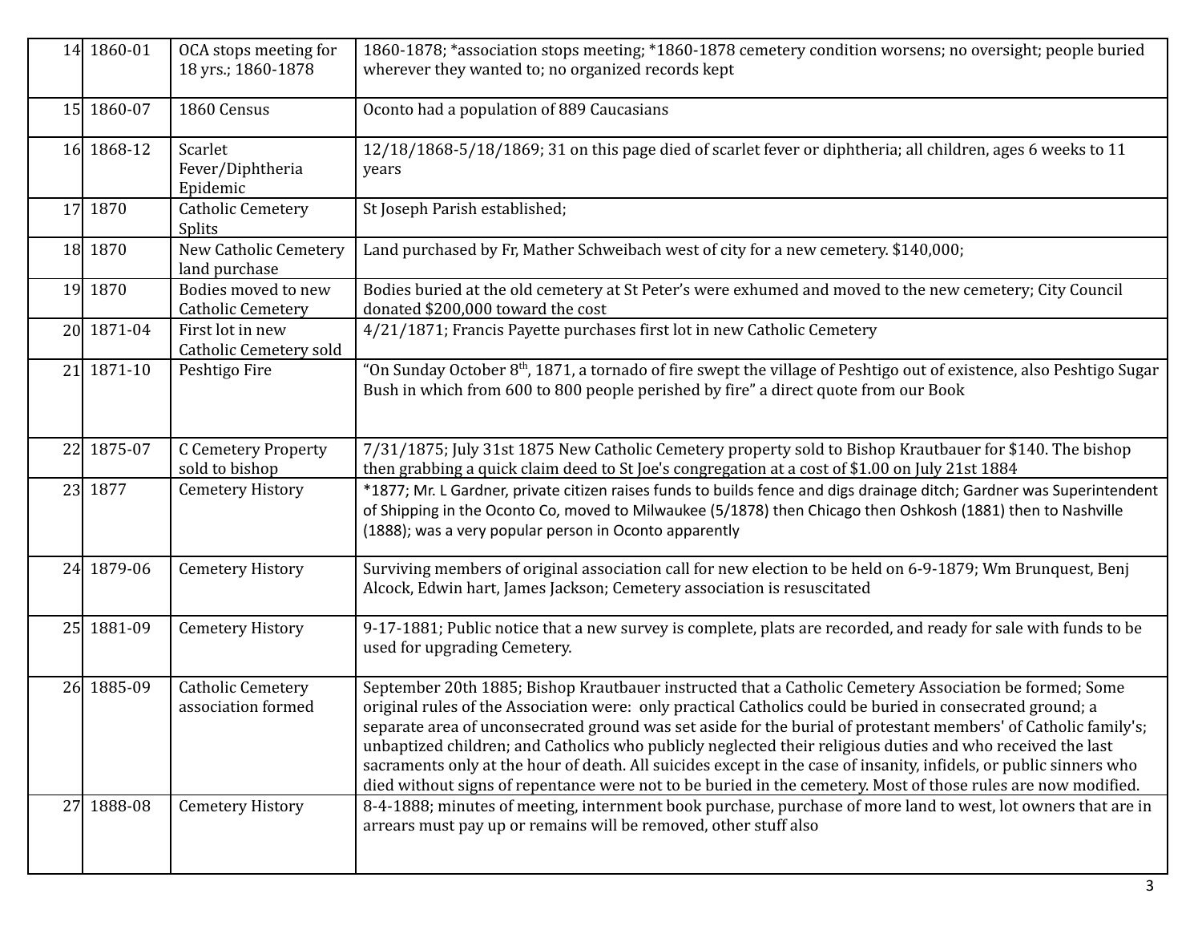| | | | |
|---|---|---|---|
| 14 | 1860-01 | OCA stops meeting for 18 yrs.; 1860-1878 | 1860-1878; *association stops meeting; *1860-1878 cemetery condition worsens; no oversight; people buried wherever they wanted to; no organized records kept |
| 15 | 1860-07 | 1860 Census | Oconto had a population of 889 Caucasians |
| 16 | 1868-12 | Scarlet Fever/Diphtheria Epidemic | 12/18/1868-5/18/1869; 31 on this page died of scarlet fever or diphtheria; all children, ages 6 weeks to 11 years |
| 17 | 1870 | Catholic Cemetery Splits | St Joseph Parish established; |
| 18 | 1870 | New Catholic Cemetery land purchase | Land purchased by Fr, Mather Schweibach west of city for a new cemetery. $140,000; |
| 19 | 1870 | Bodies moved to new Catholic Cemetery | Bodies buried at the old cemetery at St Peter's were exhumed and moved to the new cemetery; City Council donated $200,000 toward the cost |
| 20 | 1871-04 | First lot in new Catholic Cemetery sold | 4/21/1871; Francis Payette purchases first lot in new Catholic Cemetery |
| 21 | 1871-10 | Peshtigo Fire | "On Sunday October 8th, 1871, a tornado of fire swept the village of Peshtigo out of existence, also Peshtigo Sugar Bush in which from 600 to 800 people perished by fire" a direct quote from our Book |
| 22 | 1875-07 | C Cemetery Property sold to bishop | 7/31/1875; July 31st 1875 New Catholic Cemetery property sold to Bishop Krautbauer for $140. The bishop then grabbing a quick claim deed to St Joe's congregation at a cost of $1.00 on July 21st 1884 |
| 23 | 1877 | Cemetery History | *1877; Mr. L Gardner, private citizen raises funds to builds fence and digs drainage ditch; Gardner was Superintendent of Shipping in the Oconto Co, moved to Milwaukee (5/1878) then Chicago then Oshkosh (1881) then to Nashville (1888); was a very popular person in Oconto apparently |
| 24 | 1879-06 | Cemetery History | Surviving members of original association call for new election to be held on 6-9-1879; Wm Brunquest, Benj Alcock, Edwin hart, James Jackson; Cemetery association is resuscitated |
| 25 | 1881-09 | Cemetery History | 9-17-1881; Public notice that a new survey is complete, plats are recorded, and ready for sale with funds to be used for upgrading Cemetery. |
| 26 | 1885-09 | Catholic Cemetery association formed | September 20th 1885; Bishop Krautbauer instructed that a Catholic Cemetery Association be formed; Some original rules of the Association were: only practical Catholics could be buried in consecrated ground; a separate area of unconsecrated ground was set aside for the burial of protestant members' of Catholic family's; unbaptized children; and Catholics who publicly neglected their religious duties and who received the last sacraments only at the hour of death. All suicides except in the case of insanity, infidels, or public sinners who died without signs of repentance were not to be buried in the cemetery. Most of those rules are now modified. |
| 27 | 1888-08 | Cemetery History | 8-4-1888; minutes of meeting, internment book purchase, purchase of more land to west, lot owners that are in arrears must pay up or remains will be removed, other stuff also |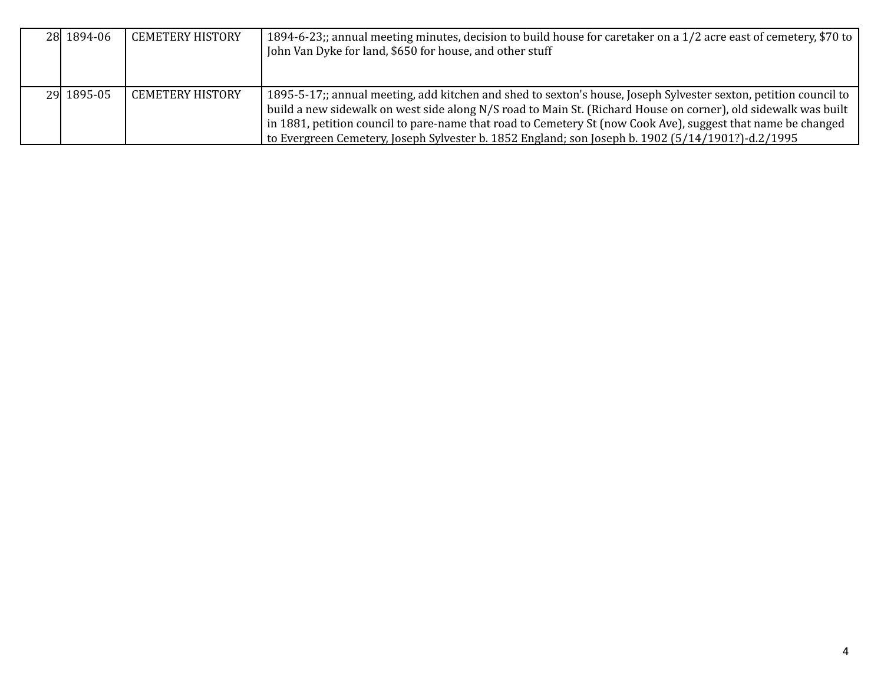| | | | |
|---|---|---|---|
| 28 | 1894-06 | CEMETERY HISTORY | 1894-6-23;; annual meeting minutes, decision to build house for caretaker on a 1/2 acre east of cemetery, $70 to John Van Dyke for land, $650 for house, and other stuff |
| 29 | 1895-05 | CEMETERY HISTORY | 1895-5-17;; annual meeting, add kitchen and shed to sexton's house, Joseph Sylvester sexton, petition council to build a new sidewalk on west side along N/S road to Main St. (Richard House on corner), old sidewalk was built in 1881, petition council to pare-name that road to Cemetery St (now Cook Ave), suggest that name be changed to Evergreen Cemetery, Joseph Sylvester b. 1852 England; son Joseph b. 1902 (5/14/1901?)-d.2/1995 |